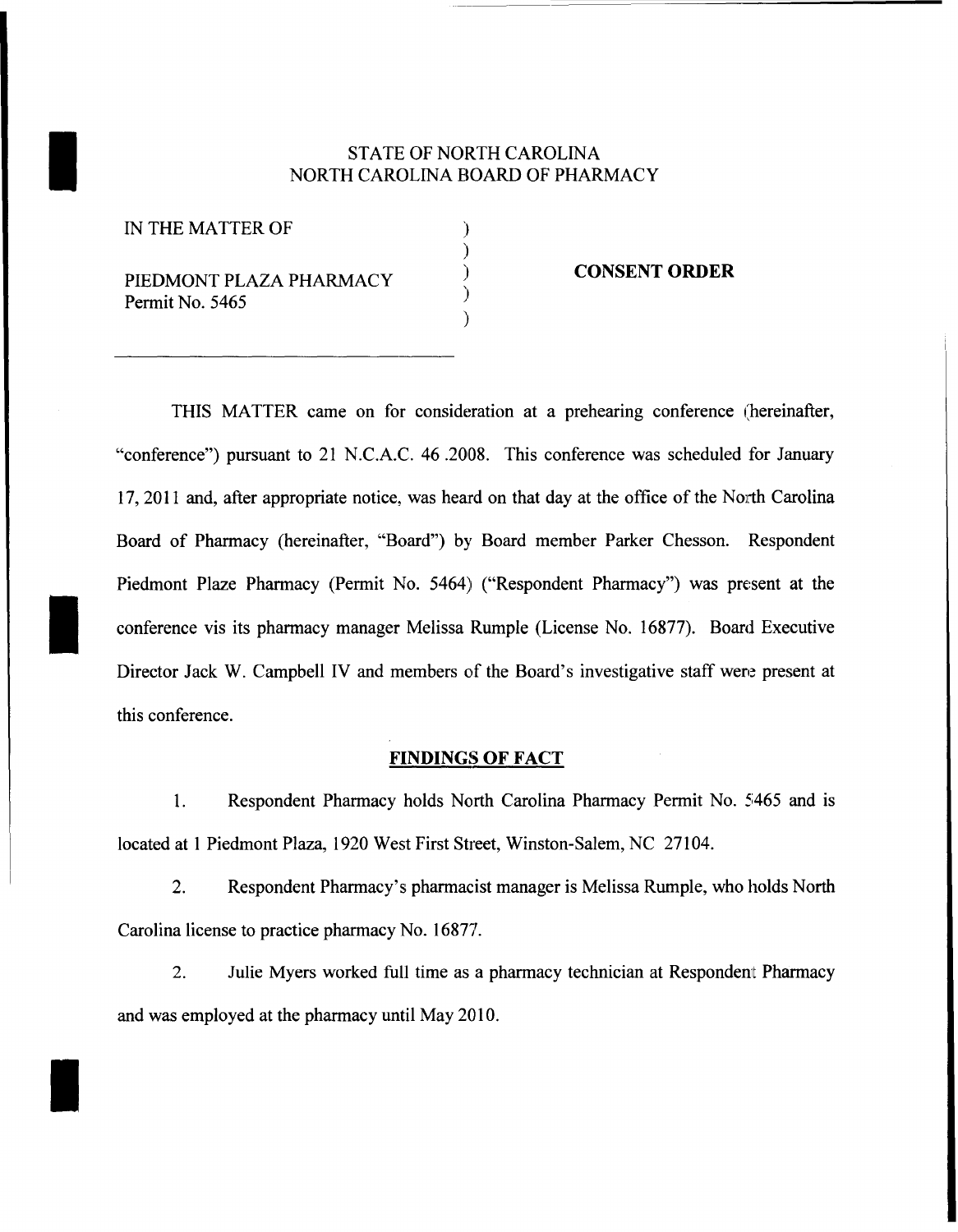STATE OF NORTH CAROLINA
NORTH CAROLINA BOARD OF PHARMACY

| IN THE MATTER OF | ) | |
|---|---|---|
| | ) | |
| PIEDMONT PLAZA PHARMACY | ) | **CONSENT ORDER** |
| Permit No. 5465 | ) | |
| | ) | |

THIS MATTER came on for consideration at a prehearing conference (hereinafter, "conference") pursuant to 21 N.C.A.C. 46 .2008. This conference was scheduled for January 17, 2011 and, after appropriate notice, was heard on that day at the office of the North Carolina Board of Pharmacy (hereinafter, "Board") by Board member Parker Chesson. Respondent Piedmont Plaze Pharmacy (Permit No. 5464) ("Respondent Pharmacy") was present at the conference vis its pharmacy manager Melissa Rumple (License No. 16877). Board Executive Director Jack W. Campbell IV and members of the Board's investigative staff were present at this conference.

## FINDINGS OF FACT

1. Respondent Pharmacy holds North Carolina Pharmacy Permit No. 5465 and is located at 1 Piedmont Plaza, 1920 West First Street, Winston-Salem, NC 27104.

2. Respondent Pharmacy's pharmacist manager is Melissa Rumple, who holds North Carolina license to practice pharmacy No. 16877.

2. Julie Myers worked full time as a pharmacy technician at Respondent Pharmacy and was employed at the pharmacy until May 2010.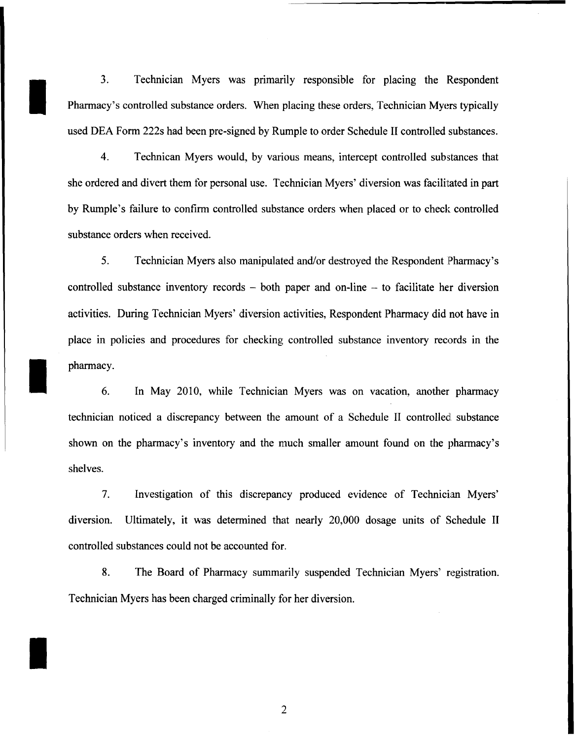3. Technician Myers was primarily responsible for placing the Respondent Pharmacy's controlled substance orders. When placing these orders, Technician Myers typically used DEA Form 222s had been pre-signed by Rumple to order Schedule II controlled substances.

4. Technican Myers would, by various means, intercept controlled substances that she ordered and divert them for personal use. Technician Myers' diversion was facilitated in part by Rumple's failure to confirm controlled substance orders when placed or to check controlled substance orders when received.

5. Technician Myers also manipulated and/or destroyed the Respondent Pharmacy's controlled substance inventory records – both paper and on-line – to facilitate her diversion activities. During Technician Myers' diversion activities, Respondent Pharmacy did not have in place in policies and procedures for checking controlled substance inventory records in the pharmacy.

6. In May 2010, while Technician Myers was on vacation, another pharmacy technician noticed a discrepancy between the amount of a Schedule II controlled substance shown on the pharmacy's inventory and the much smaller amount found on the pharmacy's shelves.

7. Investigation of this discrepancy produced evidence of Technician Myers' diversion. Ultimately, it was determined that nearly 20,000 dosage units of Schedule II controlled substances could not be accounted for.

8. The Board of Pharmacy summarily suspended Technician Myers' registration. Technician Myers has been charged criminally for her diversion.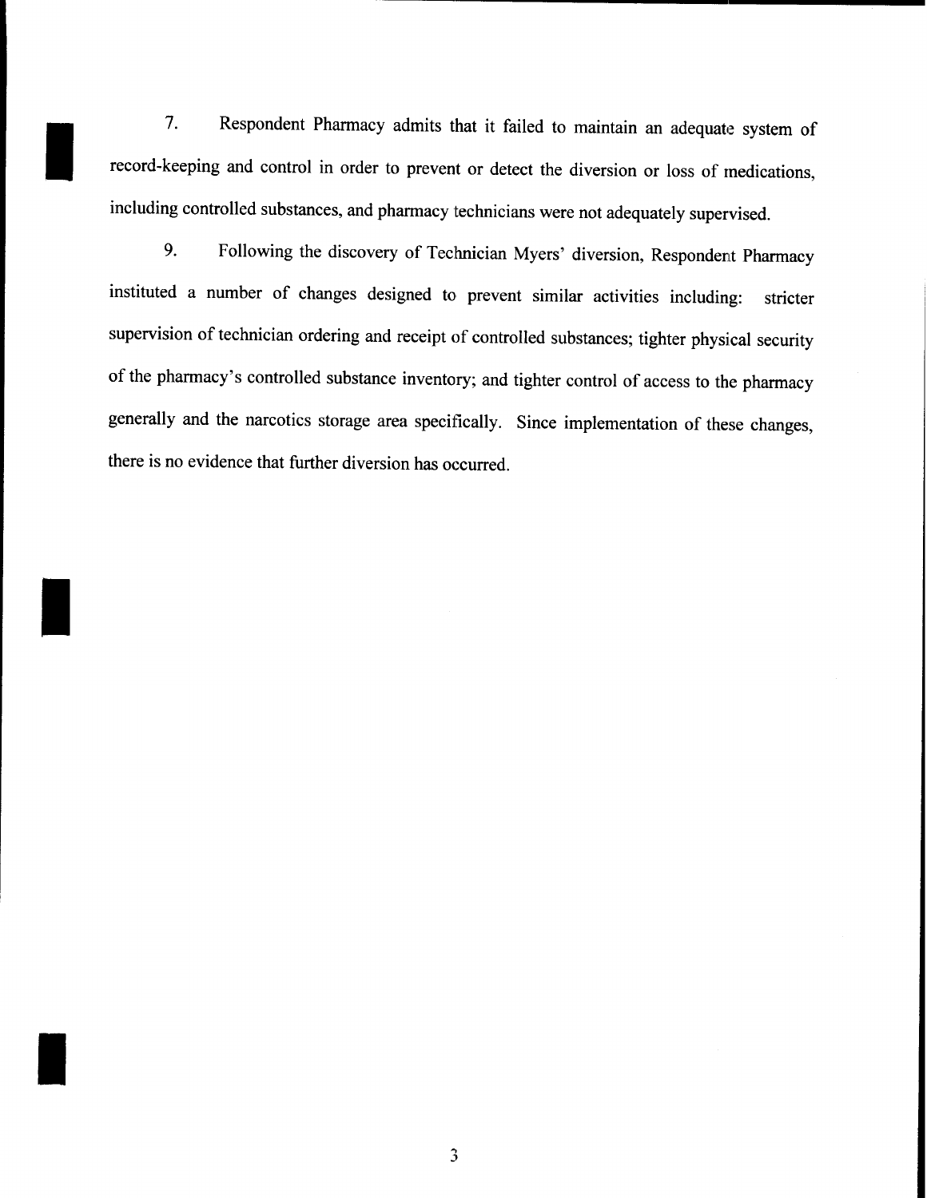7. Respondent Pharmacy admits that it failed to maintain an adequate system of record-keeping and control in order to prevent or detect the diversion or loss of medications, including controlled substances, and pharmacy technicians were not adequately supervised.

9. Following the discovery of Technician Myers' diversion, Respondent Pharmacy instituted a number of changes designed to prevent similar activities including: stricter supervision of technician ordering and receipt of controlled substances; tighter physical security of the pharmacy's controlled substance inventory; and tighter control of access to the pharmacy generally and the narcotics storage area specifically. Since implementation of these changes, there is no evidence that further diversion has occurred.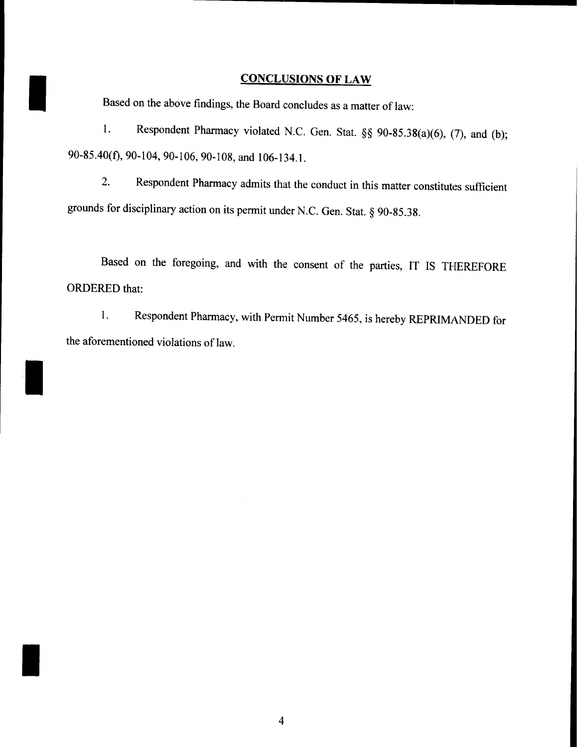## CONCLUSIONS OF LAW

Based on the above findings, the Board concludes as a matter of law:

1. Respondent Pharmacy violated N.C. Gen. Stat. §§ 90-85.38(a)(6), (7), and (b); 90-85.40(f), 90-104, 90-106, 90-108, and 106-134.1.

2. Respondent Pharmacy admits that the conduct in this matter constitutes sufficient grounds for disciplinary action on its permit under N.C. Gen. Stat. § 90-85.38.

Based on the foregoing, and with the consent of the parties, IT IS THEREFORE ORDERED that:

1. Respondent Pharmacy, with Permit Number 5465, is hereby REPRIMANDED for the aforementioned violations of law.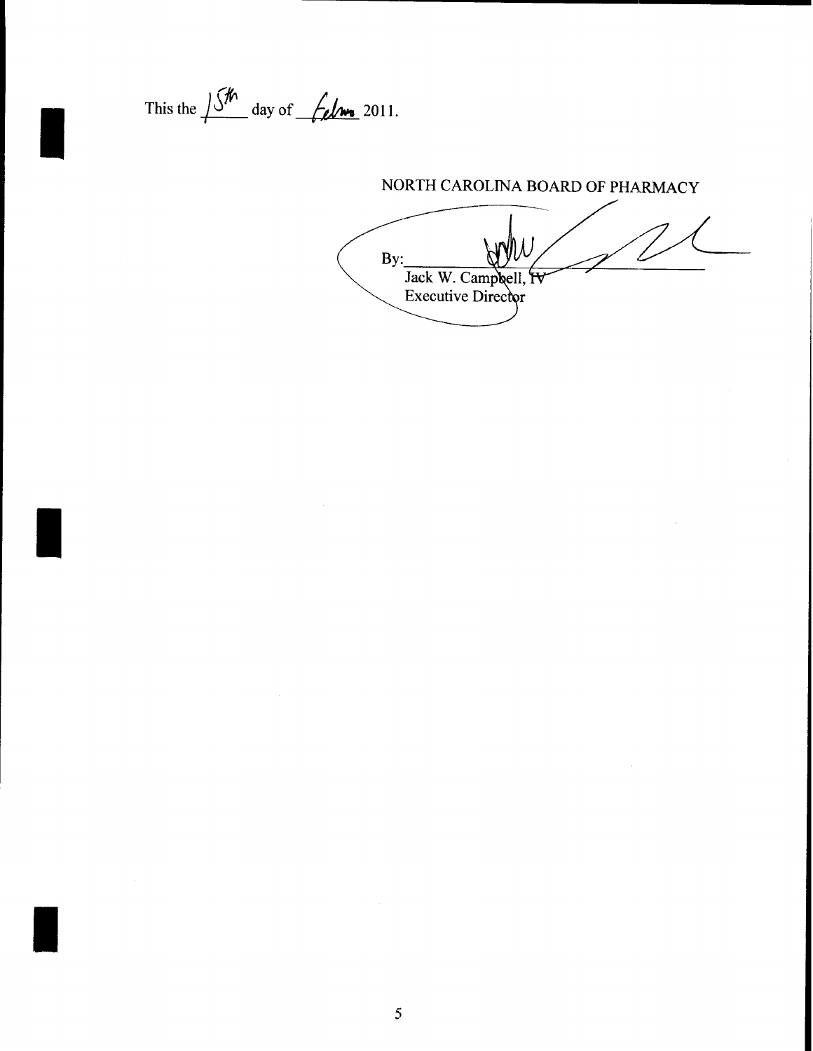This the 15th day of Febru 2011.

NORTH CAROLINA BOARD OF PHARMACY

By:\_\_\_\_\_\_\_\_\_\_\_\_\_\_\_\_\_\_\_\_\_\_\_\_\_\_\_\_

Jack W. Campbell, IV
Executive Director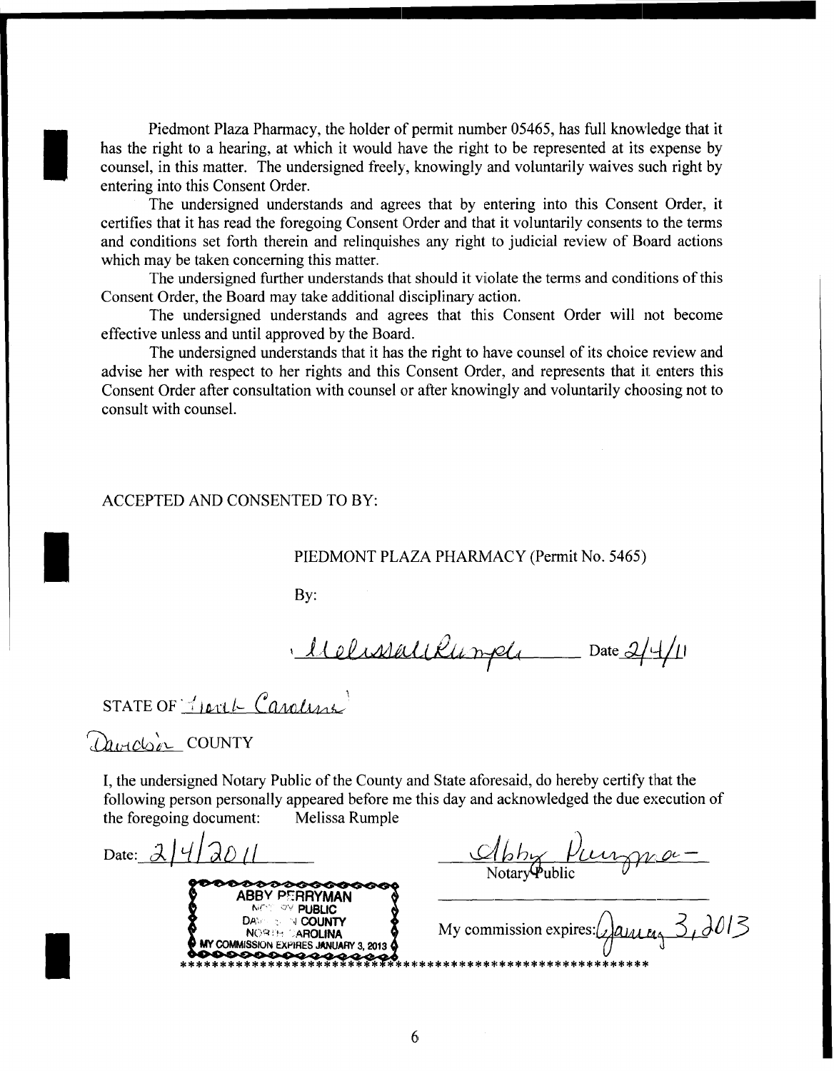Piedmont Plaza Pharmacy, the holder of permit number 05465, has full knowledge that it has the right to a hearing, at which it would have the right to be represented at its expense by counsel, in this matter. The undersigned freely, knowingly and voluntarily waives such right by entering into this Consent Order.

The undersigned understands and agrees that by entering into this Consent Order, it certifies that it has read the foregoing Consent Order and that it voluntarily consents to the terms and conditions set forth therein and relinquishes any right to judicial review of Board actions which may be taken concerning this matter.

The undersigned further understands that should it violate the terms and conditions of this Consent Order, the Board may take additional disciplinary action.

The undersigned understands and agrees that this Consent Order will not become effective unless and until approved by the Board.

The undersigned understands that it has the right to have counsel of its choice review and advise her with respect to her rights and this Consent Order, and represents that it enters this Consent Order after consultation with counsel or after knowingly and voluntarily choosing not to consult with counsel.

ACCEPTED AND CONSENTED TO BY:

PIEDMONT PLAZA PHARMACY (Permit No. 5465)

By:

Melissa Rumple Date 2/4/11

STATE OF North Carolina

Davidson COUNTY

I, the undersigned Notary Public of the County and State aforesaid, do hereby certify that the following person personally appeared before me this day and acknowledged the due execution of the foregoing document: Melissa Rumple

Date: 2/4/2011

Abby Perryman
Notary Public

ABBY PERRYMAN
NOTARY PUBLIC
DAVIDSON COUNTY
NORTH CAROLINA
MY COMMISSION EXPIRES JANUARY 3, 2013

My commission expires: January 3, 2013

**************************************************************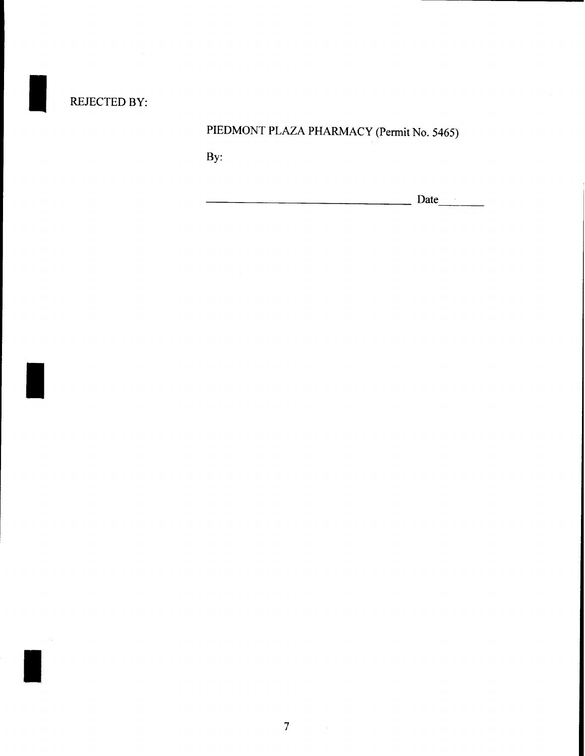REJECTED BY:

PIEDMONT PLAZA PHARMACY (Permit No. 5465)

By:

\_\_\_\_\_\_\_\_\_\_\_\_\_\_\_\_\_\_\_\_\_\_\_\_\_\_\_\_\_\_\_\_\_\_\_\_ Date\_\_\_\_\_\_\_